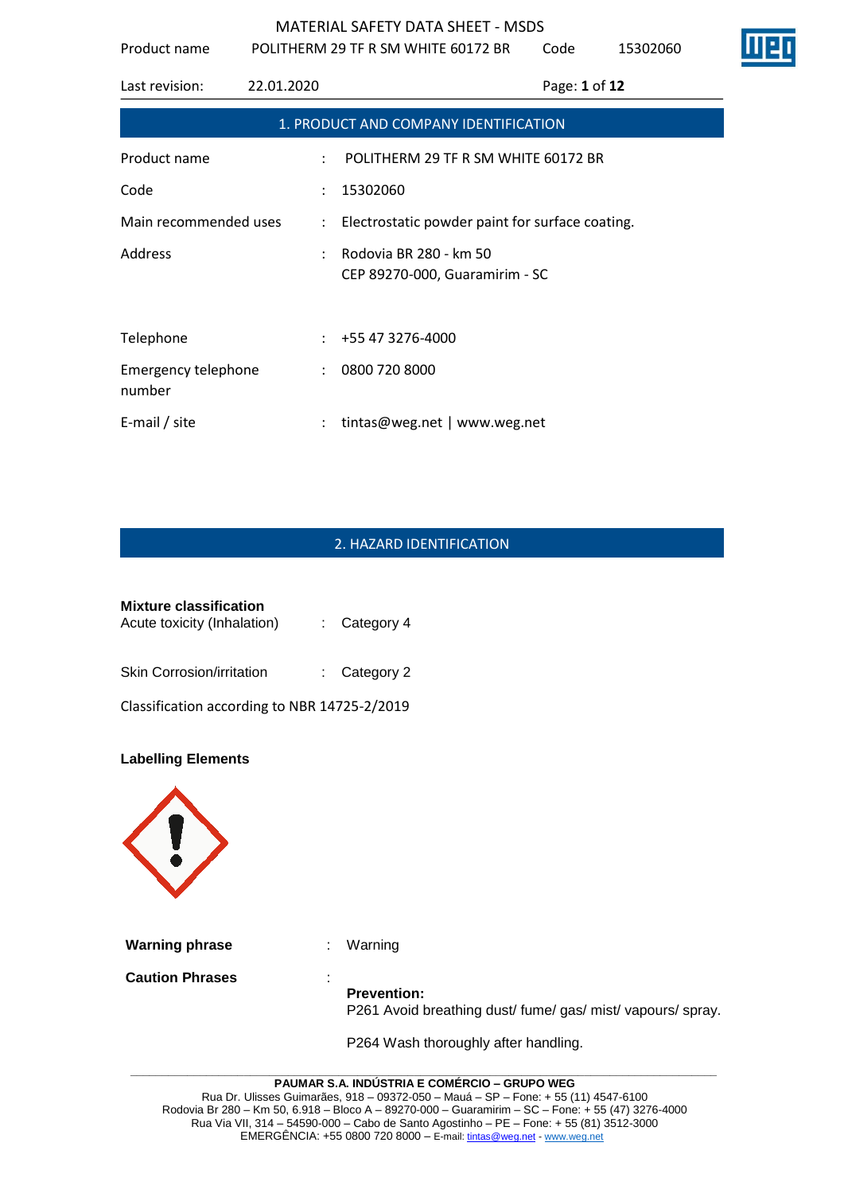## 1. PRODUCT AND COMPANY IDENTIFICATION

| | | |
|---|---|---|
| Product name | : | POLITHERM 29 TF R SM WHITE 60172 BR |
| Code | : | 15302060 |
| Main recommended uses | : | Electrostatic powder paint for surface coating. |
| Address | : | Rodovia BR 280 - km 50<br>CEP 89270-000, Guaramirim - SC |
| Telephone | : | +55 47 3276-4000 |
| Emergency telephone number | : | 0800 720 8000 |
| E-mail / site | : | tintas@weg.net \| www.weg.net |

## 2. HAZARD IDENTIFICATION

**Mixture classification**

| | | |
|---|---|---|
| Acute toxicity (Inhalation) | : | Category 4 |
| Skin Corrosion/irritation | : | Category 2 |

Classification according to NBR 14725-2/2019

**Labelling Elements**

**Warning phrase** : Warning

**Caution Phrases** :

**Prevention:**

P261 Avoid breathing dust/ fume/ gas/ mist/ vapours/ spray.

P264 Wash thoroughly after handling.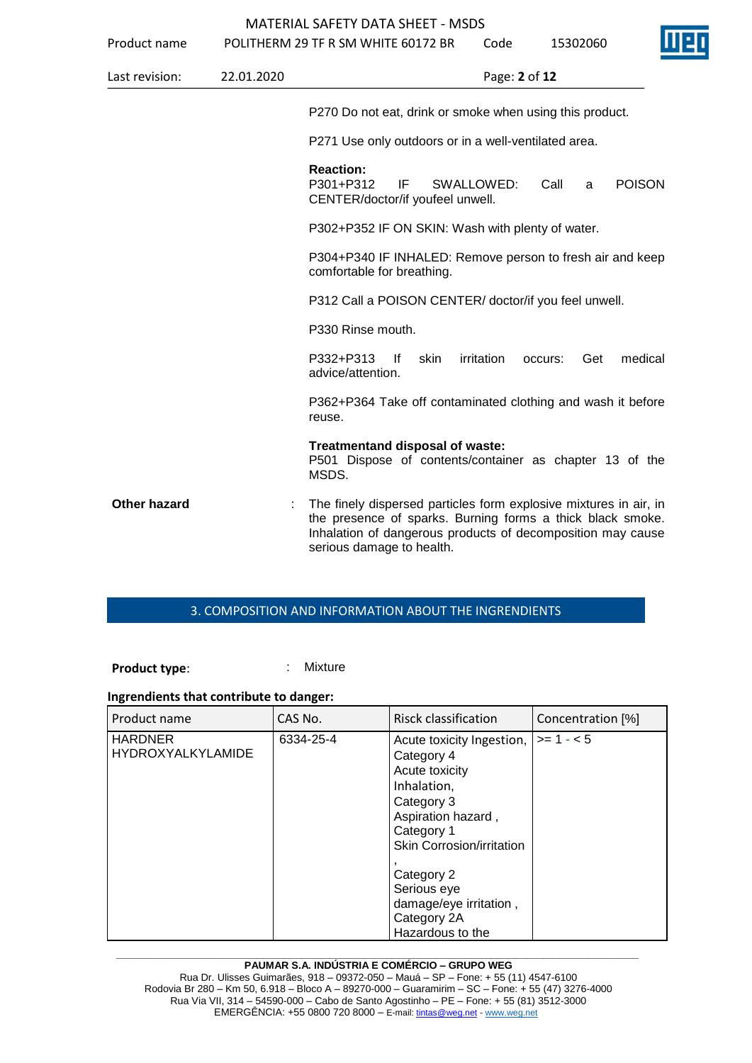P270 Do not eat, drink or smoke when using this product.

P271 Use only outdoors or in a well-ventilated area.

**Reaction:**
P301+P312 IF SWALLOWED: Call a POISON CENTER/doctor/if youfeel unwell.

P302+P352 IF ON SKIN: Wash with plenty of water.

P304+P340 IF INHALED: Remove person to fresh air and keep comfortable for breathing.

P312 Call a POISON CENTER/ doctor/if you feel unwell.

P330 Rinse mouth.

P332+P313 If skin irritation occurs: Get medical advice/attention.

P362+P364 Take off contaminated clothing and wash it before reuse.

**Treatmentand disposal of waste:**
P501 Dispose of contents/container as chapter 13 of the MSDS.

**Other hazard** : The finely dispersed particles form explosive mixtures in air, in the presence of sparks. Burning forms a thick black smoke. Inhalation of dangerous products of decomposition may cause serious damage to health.

## 3. COMPOSITION AND INFORMATION ABOUT THE INGRENDIENTS

**Product type**: : Mixture

**Ingrendients that contribute to danger:**

| Product name | CAS No. | Risck classification | Concentration [%] |
|---|---|---|---|
| HARDNER HYDROXYALKYLAMIDE | 6334-25-4 | Acute toxicity Ingestion, Category 4<br>Acute toxicity Inhalation, Category 3<br>Aspiration hazard , Category 1<br>Skin Corrosion/irritation , Category 2<br>Serious eye damage/eye irritation , Category 2A<br>Hazardous to the | >= 1 - < 5 |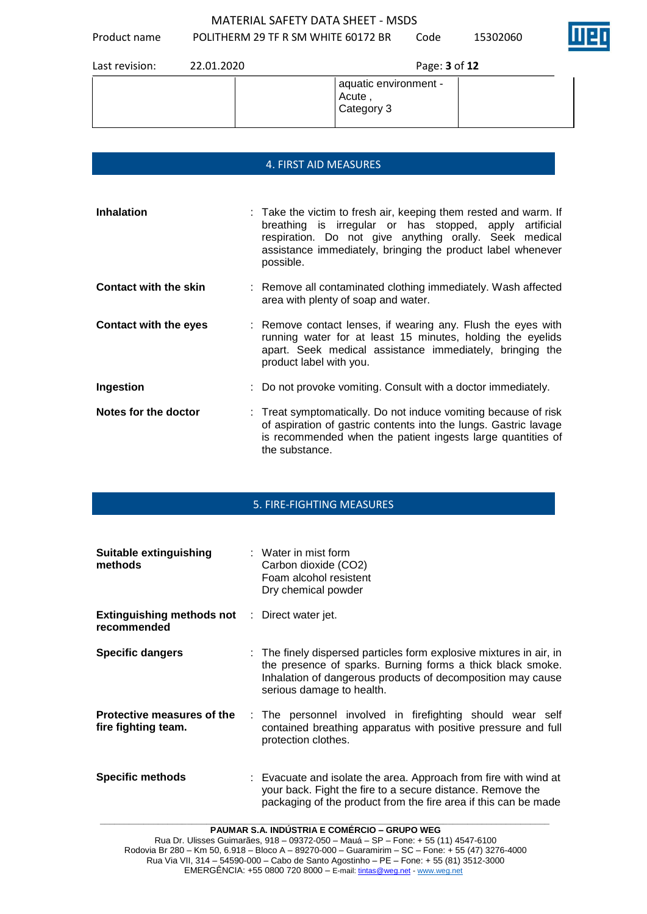| | | | |
|---|---|---|---|
| | | aquatic environment - Acute , Category 3 | |

## 4. FIRST AID MEASURES

**Inhalation** : Take the victim to fresh air, keeping them rested and warm. If breathing is irregular or has stopped, apply artificial respiration. Do not give anything orally. Seek medical assistance immediately, bringing the product label whenever possible.

**Contact with the skin** : Remove all contaminated clothing immediately. Wash affected area with plenty of soap and water.

**Contact with the eyes** : Remove contact lenses, if wearing any. Flush the eyes with running water for at least 15 minutes, holding the eyelids apart. Seek medical assistance immediately, bringing the product label with you.

**Ingestion** : Do not provoke vomiting. Consult with a doctor immediately.

**Notes for the doctor** : Treat symptomatically. Do not induce vomiting because of risk of aspiration of gastric contents into the lungs. Gastric lavage is recommended when the patient ingests large quantities of the substance.

## 5. FIRE-FIGHTING MEASURES

**Suitable extinguishing methods** : Water in mist form
Carbon dioxide ($CO_2$)
Foam alcohol resistent
Dry chemical powder

**Extinguishing methods not recommended** : Direct water jet.

**Specific dangers** : The finely dispersed particles form explosive mixtures in air, in the presence of sparks. Burning forms a thick black smoke. Inhalation of dangerous products of decomposition may cause serious damage to health.

**Protective measures of the fire fighting team.** : The personnel involved in firefighting should wear self contained breathing apparatus with positive pressure and full protection clothes.

**Specific methods** : Evacuate and isolate the area. Approach from fire with wind at your back. Fight the fire to a secure distance. Remove the packaging of the product from the fire area if this can be made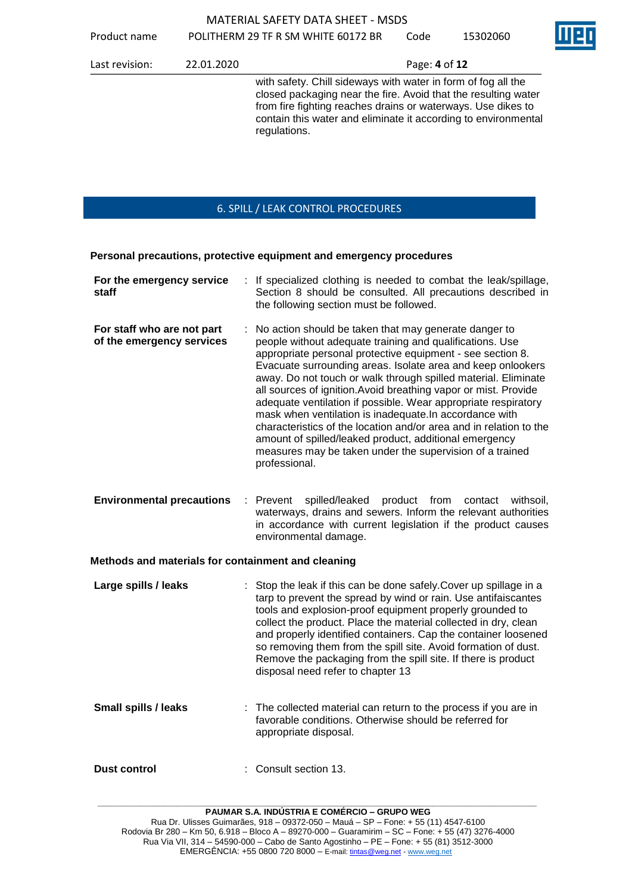with safety. Chill sideways with water in form of fog all the closed packaging near the fire. Avoid that the resulting water from fire fighting reaches drains or waterways. Use dikes to contain this water and eliminate it according to environmental regulations.

## 6. SPILL / LEAK CONTROL PROCEDURES

**Personal precautions, protective equipment and emergency procedures**

| | | |
|---|---|---|
| **For the emergency service staff** | : | If specialized clothing is needed to combat the leak/spillage, Section 8 should be consulted. All precautions described in the following section must be followed. |
| **For staff who are not part of the emergency services** | : | No action should be taken that may generate danger to people without adequate training and qualifications. Use appropriate personal protective equipment - see section 8. Evacuate surrounding areas. Isolate area and keep onlookers away. Do not touch or walk through spilled material. Eliminate all sources of ignition.Avoid breathing vapor or mist. Provide adequate ventilation if possible. Wear appropriate respiratory mask when ventilation is inadequate.In accordance with characteristics of the location and/or area and in relation to the amount of spilled/leaked product, additional emergency measures may be taken under the supervision of a trained professional. |
| **Environmental precautions** | : | Prevent spilled/leaked product from contact withsoil, waterways, drains and sewers. Inform the relevant authorities in accordance with current legislation if the product causes environmental damage. |

**Methods and materials for containment and cleaning**

| | | |
|---|---|---|
| **Large spills / leaks** | : | Stop the leak if this can be done safely.Cover up spillage in a tarp to prevent the spread by wind or rain. Use antifaiscantes tools and explosion-proof equipment properly grounded to collect the product. Place the material collected in dry, clean and properly identified containers. Cap the container loosened so removing them from the spill site. Avoid formation of dust. Remove the packaging from the spill site. If there is product disposal need refer to chapter 13 |
| **Small spills / leaks** | : | The collected material can return to the process if you are in favorable conditions. Otherwise should be referred for appropriate disposal. |
| **Dust control** | : | Consult section 13. |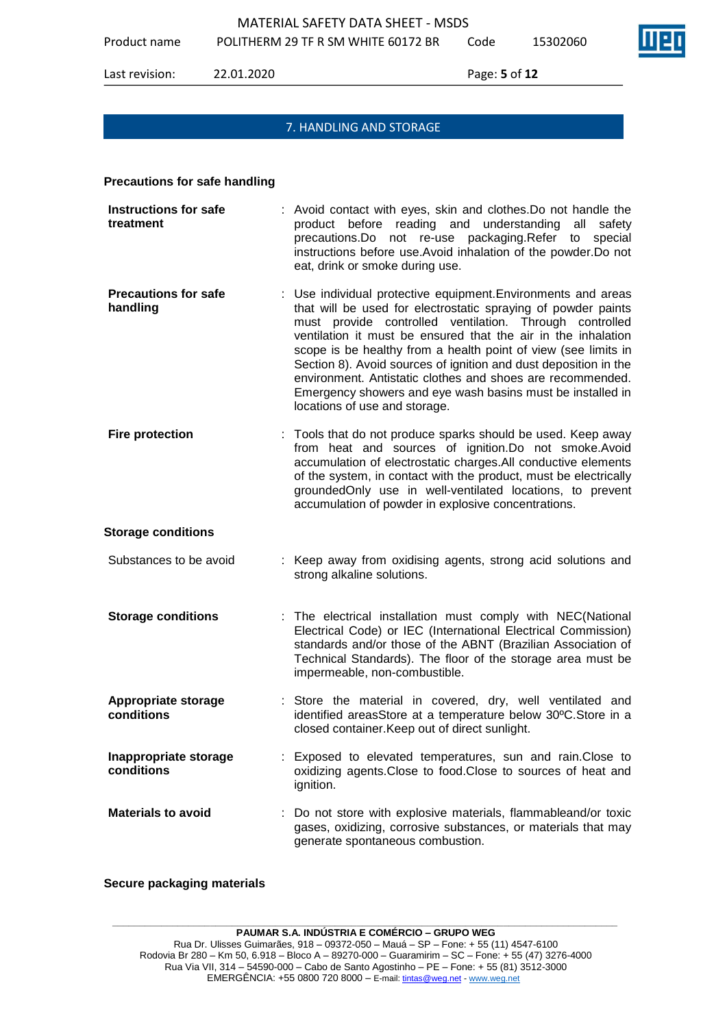## 7. HANDLING AND STORAGE

**Precautions for safe handling**

**Instructions for safe treatment** : Avoid contact with eyes, skin and clothes.Do not handle the product before reading and understanding all safety precautions.Do not re-use packaging.Refer to special instructions before use.Avoid inhalation of the powder.Do not eat, drink or smoke during use.

**Precautions for safe handling** : Use individual protective equipment.Environments and areas that will be used for electrostatic spraying of powder paints must provide controlled ventilation. Through controlled ventilation it must be ensured that the air in the inhalation scope is be healthy from a health point of view (see limits in Section 8). Avoid sources of ignition and dust deposition in the environment. Antistatic clothes and shoes are recommended. Emergency showers and eye wash basins must be installed in locations of use and storage.

**Fire protection** : Tools that do not produce sparks should be used. Keep away from heat and sources of ignition.Do not smoke.Avoid accumulation of electrostatic charges.All conductive elements of the system, in contact with the product, must be electrically groundedOnly use in well-ventilated locations, to prevent accumulation of powder in explosive concentrations.

**Storage conditions**

Substances to be avoid : Keep away from oxidising agents, strong acid solutions and strong alkaline solutions.

**Storage conditions** : The electrical installation must comply with NEC(National Electrical Code) or IEC (International Electrical Commission) standards and/or those of the ABNT (Brazilian Association of Technical Standards). The floor of the storage area must be impermeable, non-combustible.

**Appropriate storage conditions** : Store the material in covered, dry, well ventilated and identified areasStore at a temperature below 30ºC.Store in a closed container.Keep out of direct sunlight.

**Inappropriate storage conditions** : Exposed to elevated temperatures, sun and rain.Close to oxidizing agents.Close to food.Close to sources of heat and ignition.

**Materials to avoid** : Do not store with explosive materials, flammableand/or toxic gases, oxidizing, corrosive substances, or materials that may generate spontaneous combustion.

**Secure packaging materials**

**PAUMAR S.A. INDÚSTRIA E COMÉRCIO – GRUPO WEG**
Rua Dr. Ulisses Guimarães, 918 – 09372-050 – Mauá – SP – Fone: + 55 (11) 4547-6100
Rodovia Br 280 – Km 50, 6.918 – Bloco A – 89270-000 – Guaramirim – SC – Fone: + 55 (47) 3276-4000
Rua Via VII, 314 – 54590-000 – Cabo de Santo Agostinho – PE – Fone: + 55 (81) 3512-3000
EMERGÊNCIA: +55 0800 720 8000 – E-mail: tintas@weg.net - www.weg.net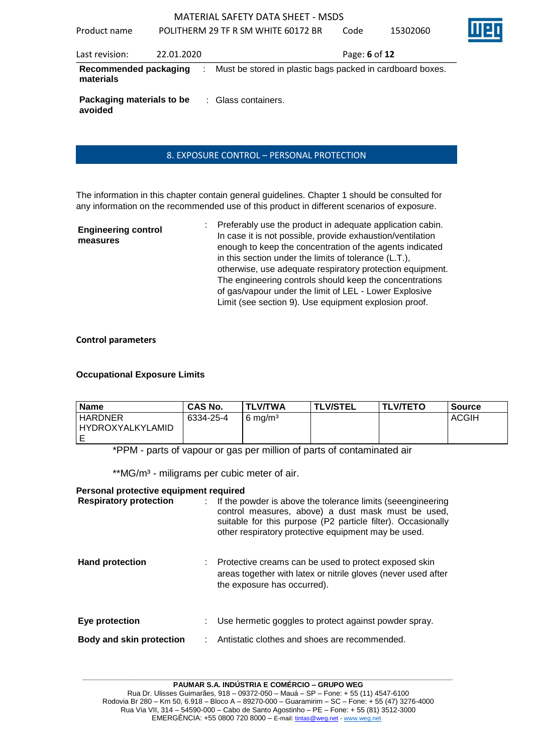**Recommended packaging materials** : Must be stored in plastic bags packed in cardboard boxes.

**Packaging materials to be avoided** : Glass containers.

## 8. EXPOSURE CONTROL – PERSONAL PROTECTION

The information in this chapter contain general guidelines. Chapter 1 should be consulted for any information on the recommended use of this product in different scenarios of exposure.

**Engineering control measures** : Preferably use the product in adequate application cabin. In case it is not possible, provide exhaustion/ventilation enough to keep the concentration of the agents indicated in this section under the limits of tolerance (L.T.), otherwise, use adequate respiratory protection equipment. The engineering controls should keep the concentrations of gas/vapour under the limit of LEL - Lower Explosive Limit (see section 9). Use equipment explosion proof.

**Control parameters**

**Occupational Exposure Limits**

| Name | CAS No. | TLV/TWA | TLV/STEL | TLV/TETO | Source |
|---|---|---|---|---|---|
| HARDNER HYDROXYALKYLAMIDE | 6334-25-4 | 6 mg/m³ | | | ACGIH |

*PPM - parts of vapour or gas per million of parts of contaminated air

**MG/m³ - miligrams per cubic meter of air.

**Personal protective equipment required**

**Respiratory protection** : If the powder is above the tolerance limits (seeengineering control measures, above) a dust mask must be used, suitable for this purpose (P2 particle filter). Occasionally other respiratory protective equipment may be used.

**Hand protection** : Protective creams can be used to protect exposed skin areas together with latex or nitrile gloves (never used after the exposure has occurred).

**Eye protection** : Use hermetic goggles to protect against powder spray.

**Body and skin protection** : Antistatic clothes and shoes are recommended.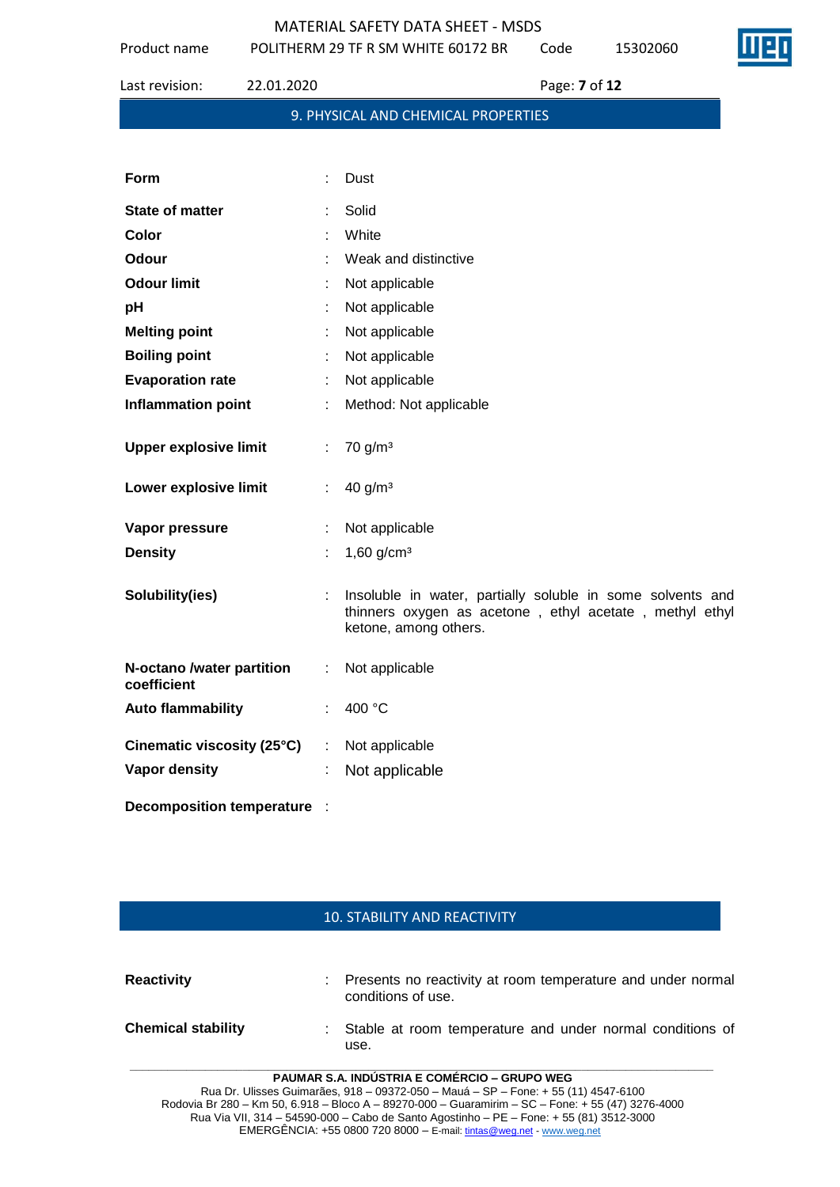## 9. PHYSICAL AND CHEMICAL PROPERTIES

| | | |
|---|---|---|
| **Form** | : | Dust |
| **State of matter** | : | Solid |
| **Color** | : | White |
| **Odour** | : | Weak and distinctive |
| **Odour limit** | : | Not applicable |
| **pH** | : | Not applicable |
| **Melting point** | : | Not applicable |
| **Boiling point** | : | Not applicable |
| **Evaporation rate** | : | Not applicable |
| **Inflammation point** | : | Method: Not applicable |
| **Upper explosive limit** | : | 70 g/m³ |
| **Lower explosive limit** | : | 40 g/m³ |
| **Vapor pressure** | : | Not applicable |
| **Density** | : | 1,60 g/cm³ |
| **Solubility(ies)** | : | Insoluble in water, partially soluble in some solvents and thinners oxygen as acetone , ethyl acetate , methyl ethyl ketone, among others. |
| **N-octano /water partition coefficient** | : | Not applicable |
| **Auto flammability** | : | 400 °C |
| **Cinematic viscosity (25°C)** | : | Not applicable |
| **Vapor density** | : | Not applicable |
| **Decomposition temperature** | : | |

## 10. STABILITY AND REACTIVITY

| | | |
|---|---|---|
| **Reactivity** | : | Presents no reactivity at room temperature and under normal conditions of use. |
| **Chemical stability** | : | Stable at room temperature and under normal conditions of use. |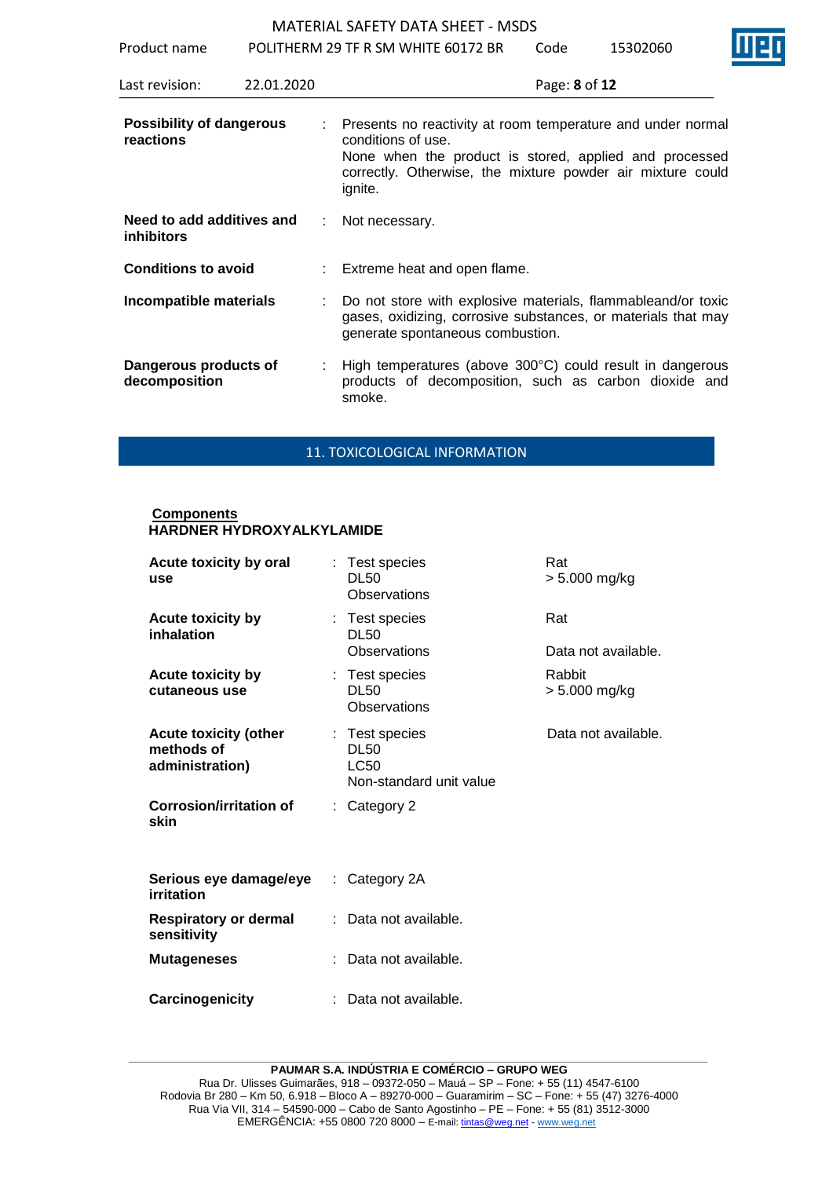| | | |
|---|---|---|
| **Possibility of dangerous reactions** | : | Presents no reactivity at room temperature and under normal conditions of use. None when the product is stored, applied and processed correctly. Otherwise, the mixture powder air mixture could ignite. |
| **Need to add additives and inhibitors** | : | Not necessary. |
| **Conditions to avoid** | : | Extreme heat and open flame. |
| **Incompatible materials** | : | Do not store with explosive materials, flammableand/or toxic gases, oxidizing, corrosive substances, or materials that may generate spontaneous combustion. |
| **Dangerous products of decomposition** | : | High temperatures (above 300°C) could result in dangerous products of decomposition, such as carbon dioxide and smoke. |

## 11. TOXICOLOGICAL INFORMATION

**Components**
**HARDNER HYDROXYALKYLAMIDE**

| | | | |
|---|---|---|---|
| **Acute toxicity by oral use** | : | Test species<br>DL50<br>Observations | Rat<br>> 5.000 mg/kg |
| **Acute toxicity by inhalation** | : | Test species<br>DL50<br>Observations | Rat<br><br>Data not available. |
| **Acute toxicity by cutaneous use** | : | Test species<br>DL50<br>Observations | Rabbit<br>> 5.000 mg/kg |
| **Acute toxicity (other methods of administration)** | : | Test species<br>DL50<br>LC50<br>Non-standard unit value | Data not available. |
| **Corrosion/irritation of skin** | : | Category 2 | |
| **Serious eye damage/eye irritation** | : | Category 2A | |
| **Respiratory or dermal sensitivity** | : | Data not available. | |
| **Mutageneses** | : | Data not available. | |
| **Carcinogenicity** | : | Data not available. | |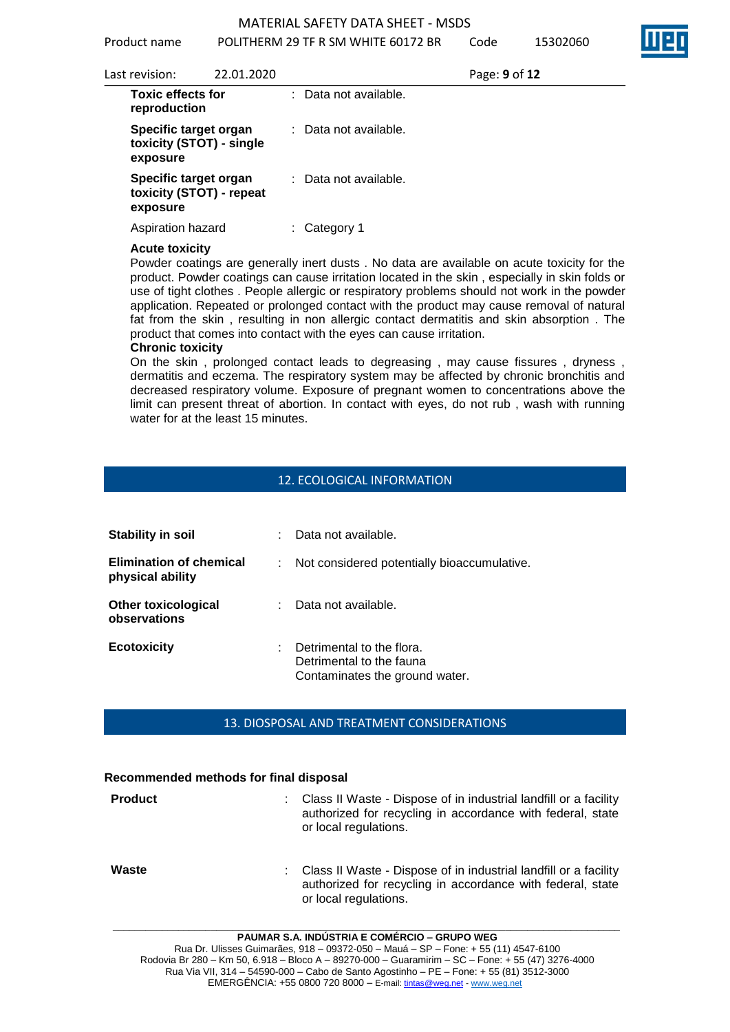| | |
|---|---|
| **Toxic effects for reproduction** | : Data not available. |
| **Specific target organ toxicity (STOT) - single exposure** | : Data not available. |
| **Specific target organ toxicity (STOT) - repeat exposure** | : Data not available. |
| Aspiration hazard | : Category 1 |

**Acute toxicity**

Powder coatings are generally inert dusts . No data are available on acute toxicity for the product. Powder coatings can cause irritation located in the skin , especially in skin folds or use of tight clothes . People allergic or respiratory problems should not work in the powder application. Repeated or prolonged contact with the product may cause removal of natural fat from the skin , resulting in non allergic contact dermatitis and skin absorption . The product that comes into contact with the eyes can cause irritation.

**Chronic toxicity**

On the skin , prolonged contact leads to degreasing , may cause fissures , dryness , dermatitis and eczema. The respiratory system may be affected by chronic bronchitis and decreased respiratory volume. Exposure of pregnant women to concentrations above the limit can present threat of abortion. In contact with eyes, do not rub , wash with running water for at the least 15 minutes.

## 12. ECOLOGICAL INFORMATION

| | |
|---|---|
| **Stability in soil** | : Data not available. |
| **Elimination of chemical physical ability** | : Not considered potentially bioaccumulative. |
| **Other toxicological observations** | : Data not available. |
| **Ecotoxicity** | : Detrimental to the flora.<br>Detrimental to the fauna<br>Contaminates the ground water. |

## 13. DIOSPOSAL AND TREATMENT CONSIDERATIONS

**Recommended methods for final disposal**

| | |
|---|---|
| **Product** | : Class II Waste - Dispose of in industrial landfill or a facility authorized for recycling in accordance with federal, state or local regulations. |
| **Waste** | : Class II Waste - Dispose of in industrial landfill or a facility authorized for recycling in accordance with federal, state or local regulations. |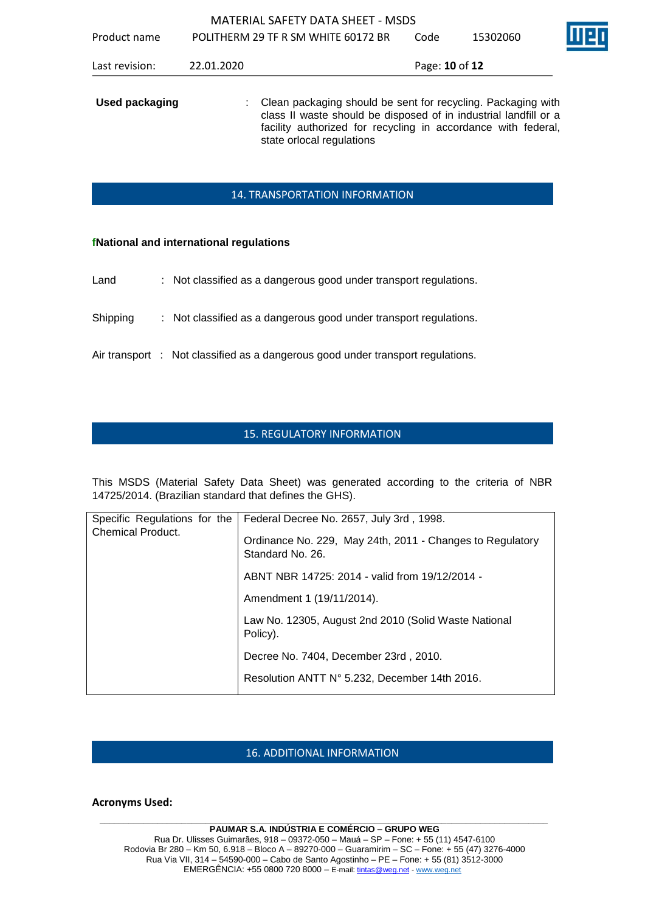**Used packaging** : Clean packaging should be sent for recycling. Packaging with class II waste should be disposed of in industrial landfill or a facility authorized for recycling in accordance with federal, state orlocal regulations

## 14. TRANSPORTATION INFORMATION

**fNational and international regulations**

Land : Not classified as a dangerous good under transport regulations.

Shipping : Not classified as a dangerous good under transport regulations.

Air transport : Not classified as a dangerous good under transport regulations.

## 15. REGULATORY INFORMATION

This MSDS (Material Safety Data Sheet) was generated according to the criteria of NBR 14725/2014. (Brazilian standard that defines the GHS).

| | |
|---|---|
| Specific Regulations for the Chemical Product. | Federal Decree No. 2657, July 3rd , 1998. |
| | Ordinance No. 229, May 24th, 2011 - Changes to Regulatory Standard No. 26. |
| | ABNT NBR 14725: 2014 - valid from 19/12/2014 - |
| | Amendment 1 (19/11/2014). |
| | Law No. 12305, August 2nd 2010 (Solid Waste National Policy). |
| | Decree No. 7404, December 23rd , 2010. |
| | Resolution ANTT N° 5.232, December 14th 2016. |

## 16. ADDITIONAL INFORMATION

**Acronyms Used:**

**PAUMAR S.A. INDÚSTRIA E COMÉRCIO – GRUPO WEG**
Rua Dr. Ulisses Guimarães, 918 – 09372-050 – Mauá – SP – Fone: + 55 (11) 4547-6100
Rodovia Br 280 – Km 50, 6.918 – Bloco A – 89270-000 – Guaramirim – SC – Fone: + 55 (47) 3276-4000
Rua Via VII, 314 – 54590-000 – Cabo de Santo Agostinho – PE – Fone: + 55 (81) 3512-3000
EMERGÊNCIA: +55 0800 720 8000 – E-mail: tintas@weg.net - www.weg.net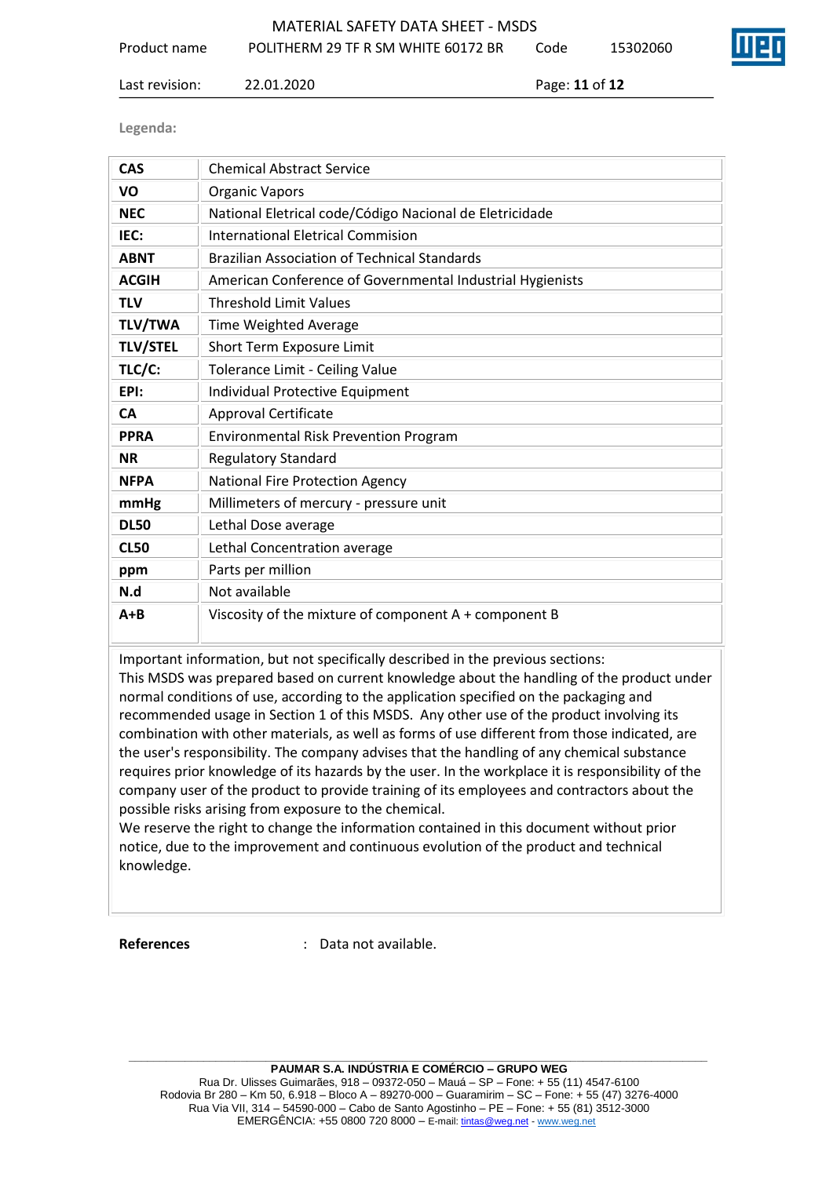**Legenda:**

| | |
|---|---|
| **CAS** | Chemical Abstract Service |
| **VO** | Organic Vapors |
| **NEC** | National Eletrical code/Código Nacional de Eletricidade |
| **IEC:** | International Eletrical Commision |
| **ABNT** | Brazilian Association of Technical Standards |
| **ACGIH** | American Conference of Governmental Industrial Hygienists |
| **TLV** | Threshold Limit Values |
| **TLV/TWA** | Time Weighted Average |
| **TLV/STEL** | Short Term Exposure Limit |
| **TLC/C:** | Tolerance Limit - Ceiling Value |
| **EPI:** | Individual Protective Equipment |
| **CA** | Approval Certificate |
| **PPRA** | Environmental Risk Prevention Program |
| **NR** | Regulatory Standard |
| **NFPA** | National Fire Protection Agency |
| **mmHg** | Millimeters of mercury - pressure unit |
| **DL50** | Lethal Dose average |
| **CL50** | Lethal Concentration average |
| **ppm** | Parts per million |
| **N.d** | Not available |
| **A+B** | Viscosity of the mixture of component A + component B |

Important information, but not specifically described in the previous sections:
This MSDS was prepared based on current knowledge about the handling of the product under normal conditions of use, according to the application specified on the packaging and recommended usage in Section 1 of this MSDS. Any other use of the product involving its combination with other materials, as well as forms of use different from those indicated, are the user's responsibility. The company advises that the handling of any chemical substance requires prior knowledge of its hazards by the user. In the workplace it is responsibility of the company user of the product to provide training of its employees and contractors about the possible risks arising from exposure to the chemical.
We reserve the right to change the information contained in this document without prior notice, due to the improvement and continuous evolution of the product and technical knowledge.

**References** : Data not available.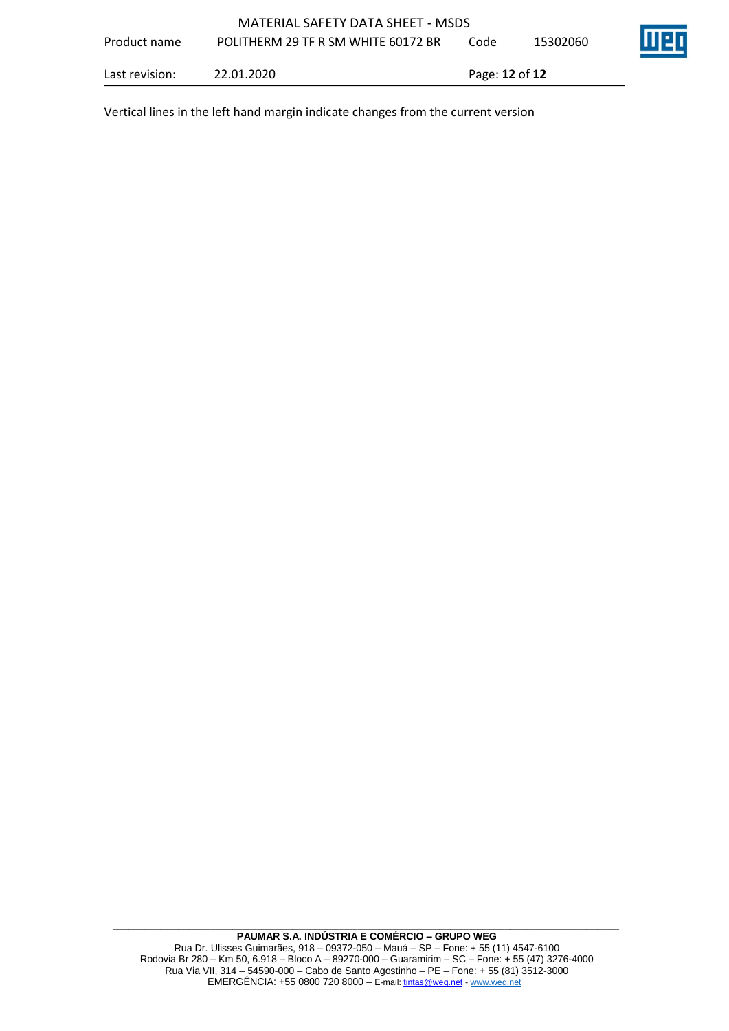Vertical lines in the left hand margin indicate changes from the current version